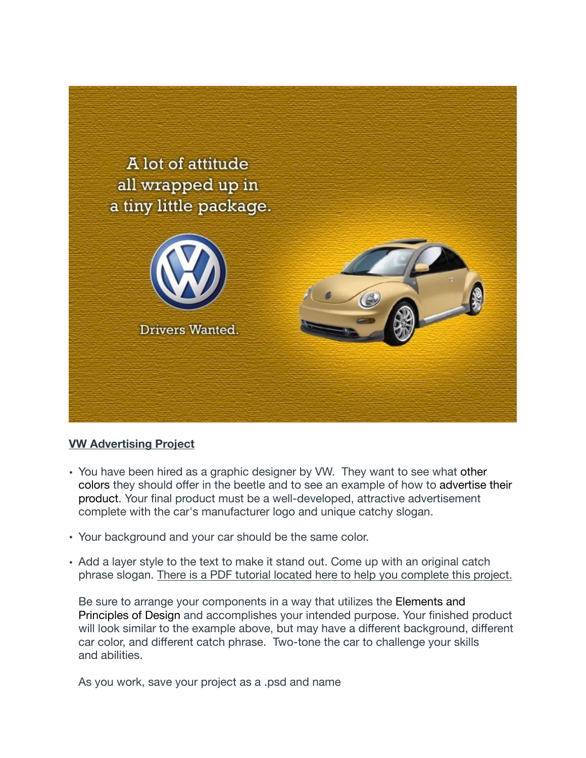**VW Advertising Project**

- You have been hired as a graphic designer by VW. They want to see what other colors they should offer in the beetle and to see an example of how to advertise their product. Your final product must be a well-developed, attractive advertisement complete with the car's manufacturer logo and unique catchy slogan.
- Your background and your car should be the same color.
- Add a layer style to the text to make it stand out. Come up with an original catch phrase slogan. There is a PDF tutorial located here to help you complete this project.

  Be sure to arrange your components in a way that utilizes the Elements and Principles of Design and accomplishes your intended purpose. Your finished product will look similar to the example above, but may have a different background, different car color, and different catch phrase. Two-tone the car to challenge your skills and abilities.

  As you work, save your project as a .psd and name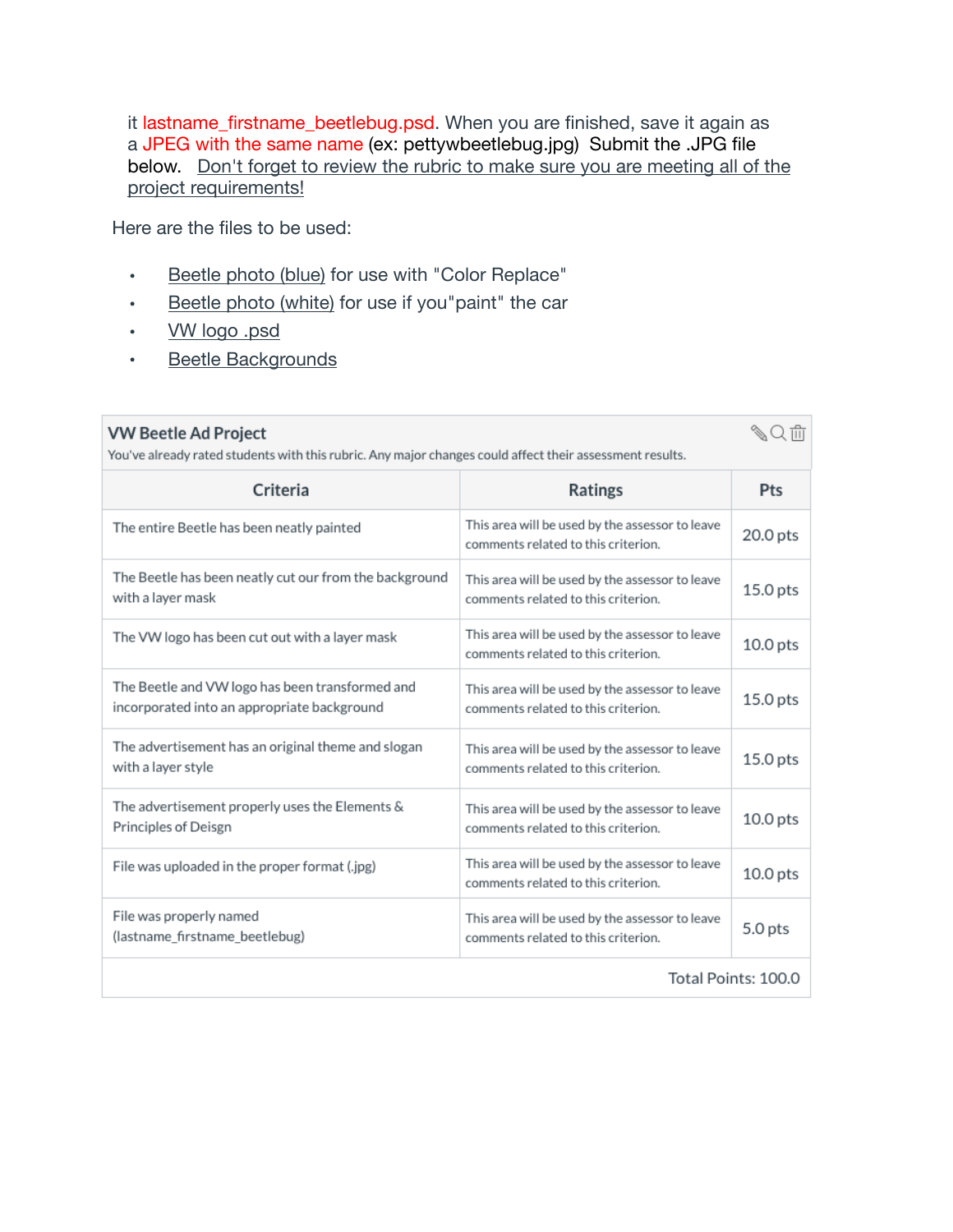it lastname_firstname_beetlebug.psd. When you are finished, save it again as a JPEG with the same name (ex: pettywbeetlebug.jpg)  Submit the .JPG file below.   Don't forget to review the rubric to make sure you are meeting all of the project requirements!

Here are the files to be used:

- Beetle photo (blue) for use with "Color Replace"
- Beetle photo (white) for use if you"paint" the car
- VW logo .psd
- Beetle Backgrounds

**VW Beetle Ad Project**

You've already rated students with this rubric. Any major changes could affect their assessment results.

| Criteria | Ratings | Pts |
|---|---|---|
| The entire Beetle has been neatly painted | This area will be used by the assessor to leave comments related to this criterion. | 20.0 pts |
| The Beetle has been neatly cut our from the background with a layer mask | This area will be used by the assessor to leave comments related to this criterion. | 15.0 pts |
| The VW logo has been cut out with a layer mask | This area will be used by the assessor to leave comments related to this criterion. | 10.0 pts |
| The Beetle and VW logo has been transformed and incorporated into an appropriate background | This area will be used by the assessor to leave comments related to this criterion. | 15.0 pts |
| The advertisement has an original theme and slogan with a layer style | This area will be used by the assessor to leave comments related to this criterion. | 15.0 pts |
| The advertisement properly uses the Elements & Principles of Deisgn | This area will be used by the assessor to leave comments related to this criterion. | 10.0 pts |
| File was uploaded in the proper format (.jpg) | This area will be used by the assessor to leave comments related to this criterion. | 10.0 pts |
| File was properly named (lastname_firstname_beetlebug) | This area will be used by the assessor to leave comments related to this criterion. | 5.0 pts |
| | | Total Points: 100.0 |